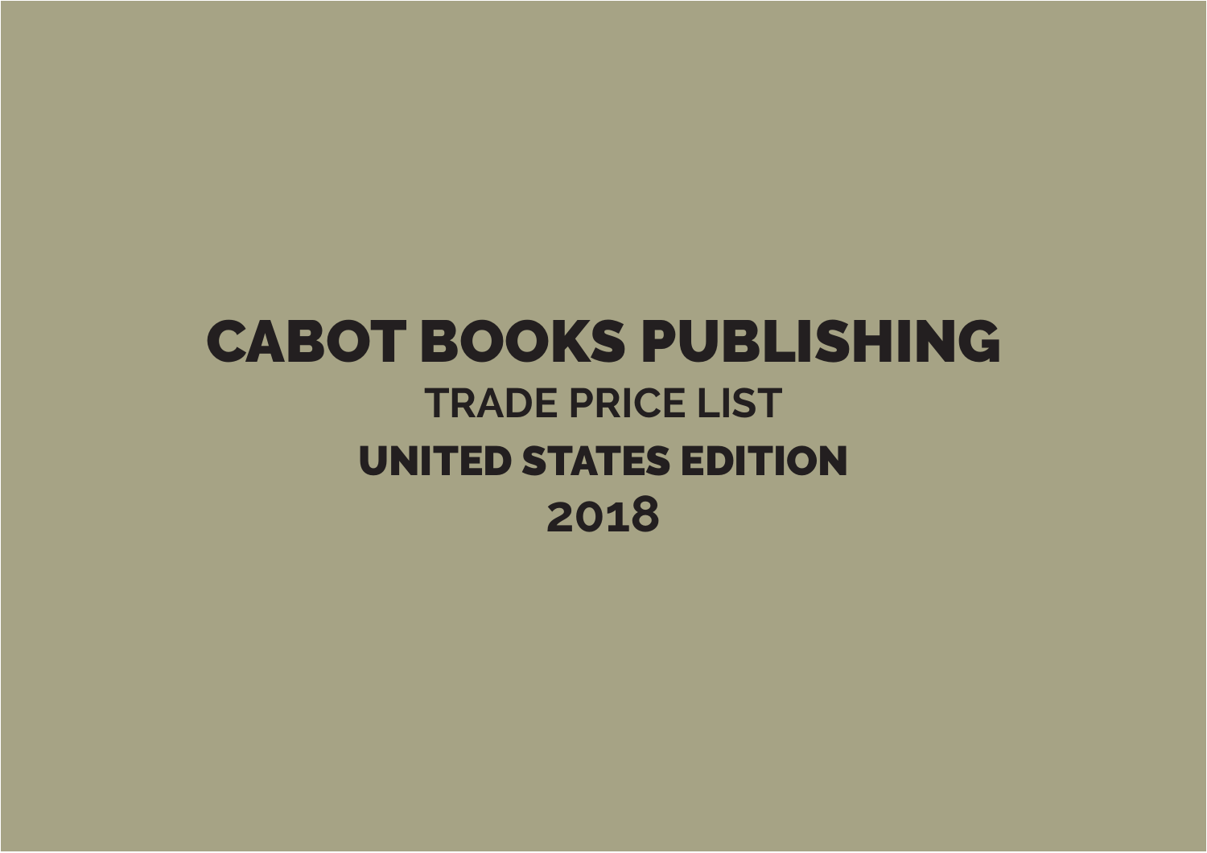# CABOT BOOKS PUBLISHING

## TRADE PRICE LIST

## UNITED STATES EDITION

## 2018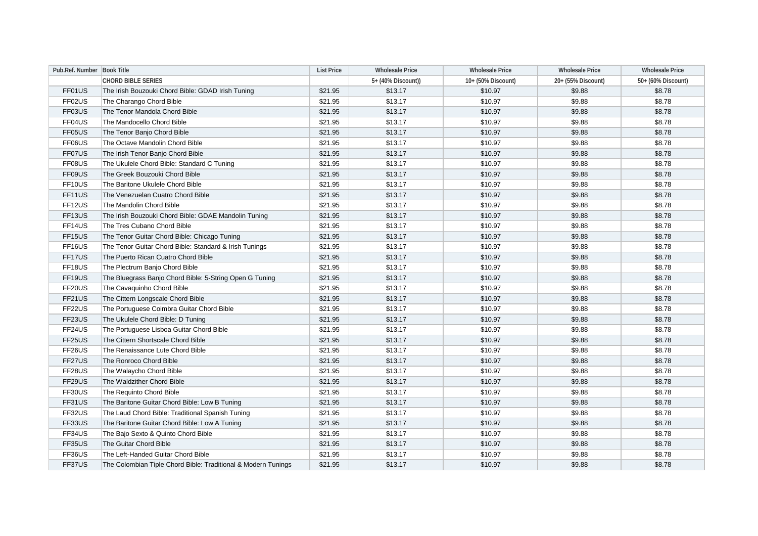| Pub.Ref. Number | Book Title | List Price | Wholesale Price | Wholesale Price | Wholesale Price | Wholesale Price |
|---|---|---|---|---|---|---|
| | CHORD BIBLE SERIES | | 5+ (40% Discount)) | 10+ (50% Discount) | 20+ (55% Discount) | 50+ (60% Discount) |
| FF01US | The Irish Bouzouki Chord Bible: GDAD Irish Tuning | $21.95 | $13.17 | $10.97 | $9.88 | $8.78 |
| FF02US | The Charango Chord Bible | $21.95 | $13.17 | $10.97 | $9.88 | $8.78 |
| FF03US | The Tenor Mandola Chord Bible | $21.95 | $13.17 | $10.97 | $9.88 | $8.78 |
| FF04US | The Mandocello Chord Bible | $21.95 | $13.17 | $10.97 | $9.88 | $8.78 |
| FF05US | The Tenor Banjo Chord Bible | $21.95 | $13.17 | $10.97 | $9.88 | $8.78 |
| FF06US | The Octave Mandolin Chord Bible | $21.95 | $13.17 | $10.97 | $9.88 | $8.78 |
| FF07US | The Irish Tenor Banjo Chord Bible | $21.95 | $13.17 | $10.97 | $9.88 | $8.78 |
| FF08US | The Ukulele Chord Bible: Standard C Tuning | $21.95 | $13.17 | $10.97 | $9.88 | $8.78 |
| FF09US | The Greek Bouzouki Chord Bible | $21.95 | $13.17 | $10.97 | $9.88 | $8.78 |
| FF10US | The Baritone Ukulele Chord Bible | $21.95 | $13.17 | $10.97 | $9.88 | $8.78 |
| FF11US | The Venezuelan Cuatro Chord Bible | $21.95 | $13.17 | $10.97 | $9.88 | $8.78 |
| FF12US | The Mandolin Chord Bible | $21.95 | $13.17 | $10.97 | $9.88 | $8.78 |
| FF13US | The Irish Bouzouki Chord Bible: GDAE Mandolin Tuning | $21.95 | $13.17 | $10.97 | $9.88 | $8.78 |
| FF14US | The Tres Cubano Chord Bible | $21.95 | $13.17 | $10.97 | $9.88 | $8.78 |
| FF15US | The Tenor Guitar Chord Bible: Chicago Tuning | $21.95 | $13.17 | $10.97 | $9.88 | $8.78 |
| FF16US | The Tenor Guitar Chord Bible: Standard & Irish Tunings | $21.95 | $13.17 | $10.97 | $9.88 | $8.78 |
| FF17US | The Puerto Rican Cuatro Chord Bible | $21.95 | $13.17 | $10.97 | $9.88 | $8.78 |
| FF18US | The Plectrum Banjo Chord Bible | $21.95 | $13.17 | $10.97 | $9.88 | $8.78 |
| FF19US | The Bluegrass Banjo Chord Bible: 5-String Open G Tuning | $21.95 | $13.17 | $10.97 | $9.88 | $8.78 |
| FF20US | The Cavaquinho Chord Bible | $21.95 | $13.17 | $10.97 | $9.88 | $8.78 |
| FF21US | The Cittern Longscale Chord Bible | $21.95 | $13.17 | $10.97 | $9.88 | $8.78 |
| FF22US | The Portuguese Coimbra Guitar Chord Bible | $21.95 | $13.17 | $10.97 | $9.88 | $8.78 |
| FF23US | The Ukulele Chord Bible: D Tuning | $21.95 | $13.17 | $10.97 | $9.88 | $8.78 |
| FF24US | The Portuguese Lisboa Guitar Chord Bible | $21.95 | $13.17 | $10.97 | $9.88 | $8.78 |
| FF25US | The Cittern Shortscale Chord Bible | $21.95 | $13.17 | $10.97 | $9.88 | $8.78 |
| FF26US | The Renaissance Lute Chord Bible | $21.95 | $13.17 | $10.97 | $9.88 | $8.78 |
| FF27US | The Ronroco Chord Bible | $21.95 | $13.17 | $10.97 | $9.88 | $8.78 |
| FF28US | The Walaycho Chord Bible | $21.95 | $13.17 | $10.97 | $9.88 | $8.78 |
| FF29US | The Waldzither Chord Bible | $21.95 | $13.17 | $10.97 | $9.88 | $8.78 |
| FF30US | The Requinto Chord Bible | $21.95 | $13.17 | $10.97 | $9.88 | $8.78 |
| FF31US | The Baritone Guitar Chord Bible: Low B Tuning | $21.95 | $13.17 | $10.97 | $9.88 | $8.78 |
| FF32US | The Laud Chord Bible: Traditional Spanish Tuning | $21.95 | $13.17 | $10.97 | $9.88 | $8.78 |
| FF33US | The Baritone Guitar Chord Bible: Low A Tuning | $21.95 | $13.17 | $10.97 | $9.88 | $8.78 |
| FF34US | The Bajo Sexto & Quinto Chord Bible | $21.95 | $13.17 | $10.97 | $9.88 | $8.78 |
| FF35US | The Guitar Chord Bible | $21.95 | $13.17 | $10.97 | $9.88 | $8.78 |
| FF36US | The Left-Handed Guitar Chord Bible | $21.95 | $13.17 | $10.97 | $9.88 | $8.78 |
| FF37US | The Colombian Tiple Chord Bible: Traditional & Modern Tunings | $21.95 | $13.17 | $10.97 | $9.88 | $8.78 |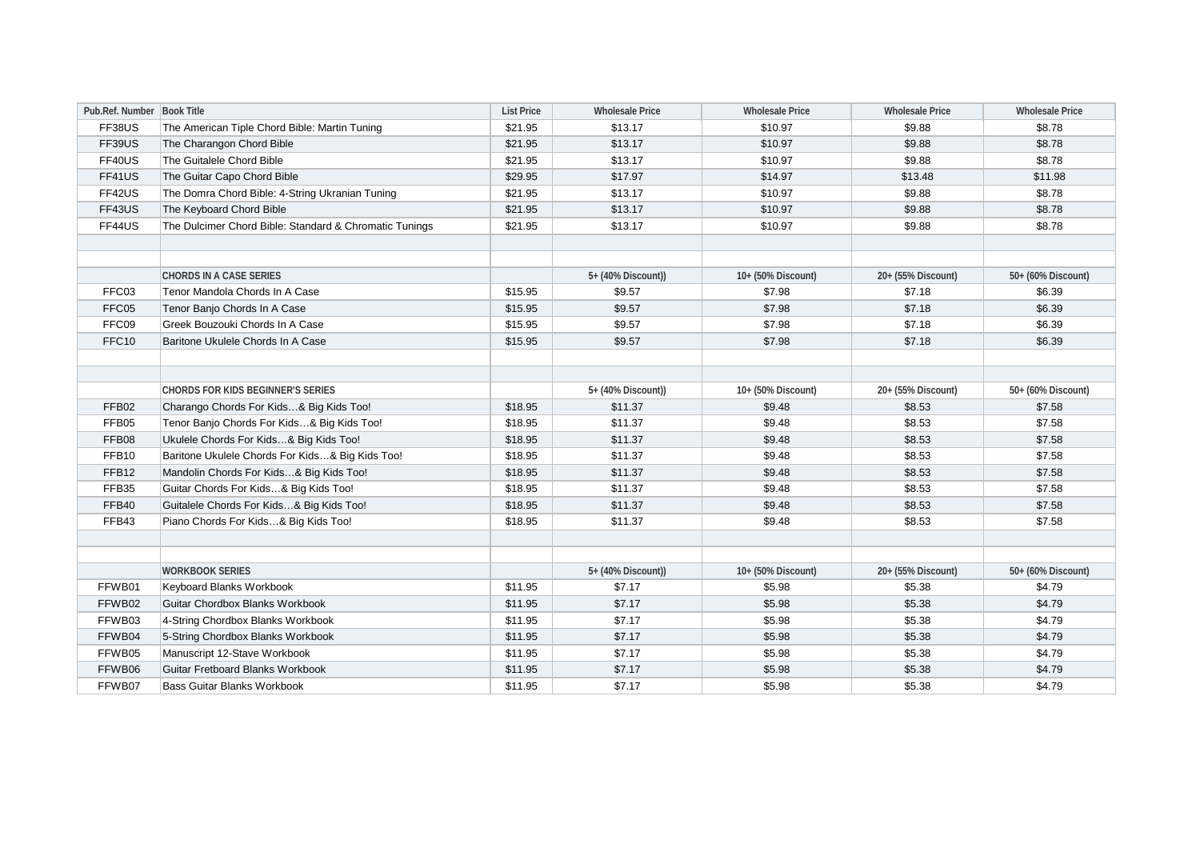| Pub.Ref. Number | Book Title | List Price | Wholesale Price | Wholesale Price | Wholesale Price | Wholesale Price |
|---|---|---|---|---|---|---|
| FF38US | The American Tiple Chord Bible: Martin Tuning | $21.95 | $13.17 | $10.97 | $9.88 | $8.78 |
| FF39US | The Charangon Chord Bible | $21.95 | $13.17 | $10.97 | $9.88 | $8.78 |
| FF40US | The Guitalele Chord Bible | $21.95 | $13.17 | $10.97 | $9.88 | $8.78 |
| FF41US | The Guitar Capo Chord Bible | $29.95 | $17.97 | $14.97 | $13.48 | $11.98 |
| FF42US | The Domra Chord Bible: 4-String Ukranian Tuning | $21.95 | $13.17 | $10.97 | $9.88 | $8.78 |
| FF43US | The Keyboard Chord Bible | $21.95 | $13.17 | $10.97 | $9.88 | $8.78 |
| FF44US | The Dulcimer Chord Bible: Standard & Chromatic Tunings | $21.95 | $13.17 | $10.97 | $9.88 | $8.78 |
| | | | | | | |
| | | | | | | |
| | CHORDS IN A CASE SERIES | | 5+ (40% Discount)) | 10+ (50% Discount) | 20+ (55% Discount) | 50+ (60% Discount) |
| FFC03 | Tenor Mandola Chords In A Case | $15.95 | $9.57 | $7.98 | $7.18 | $6.39 |
| FFC05 | Tenor Banjo Chords In A Case | $15.95 | $9.57 | $7.98 | $7.18 | $6.39 |
| FFC09 | Greek Bouzouki Chords In A Case | $15.95 | $9.57 | $7.98 | $7.18 | $6.39 |
| FFC10 | Baritone Ukulele Chords In A Case | $15.95 | $9.57 | $7.98 | $7.18 | $6.39 |
| | | | | | | |
| | | | | | | |
| | CHORDS FOR KIDS BEGINNER'S SERIES | | 5+ (40% Discount)) | 10+ (50% Discount) | 20+ (55% Discount) | 50+ (60% Discount) |
| FFB02 | Charango Chords For Kids…& Big Kids Too! | $18.95 | $11.37 | $9.48 | $8.53 | $7.58 |
| FFB05 | Tenor Banjo Chords For Kids…& Big Kids Too! | $18.95 | $11.37 | $9.48 | $8.53 | $7.58 |
| FFB08 | Ukulele Chords For Kids…& Big Kids Too! | $18.95 | $11.37 | $9.48 | $8.53 | $7.58 |
| FFB10 | Baritone Ukulele Chords For Kids…& Big Kids Too! | $18.95 | $11.37 | $9.48 | $8.53 | $7.58 |
| FFB12 | Mandolin Chords For Kids…& Big Kids Too! | $18.95 | $11.37 | $9.48 | $8.53 | $7.58 |
| FFB35 | Guitar Chords For Kids…& Big Kids Too! | $18.95 | $11.37 | $9.48 | $8.53 | $7.58 |
| FFB40 | Guitalele Chords For Kids…& Big Kids Too! | $18.95 | $11.37 | $9.48 | $8.53 | $7.58 |
| FFB43 | Piano Chords For Kids…& Big Kids Too! | $18.95 | $11.37 | $9.48 | $8.53 | $7.58 |
| | | | | | | |
| | | | | | | |
| | WORKBOOK SERIES | | 5+ (40% Discount)) | 10+ (50% Discount) | 20+ (55% Discount) | 50+ (60% Discount) |
| FFWB01 | Keyboard Blanks Workbook | $11.95 | $7.17 | $5.98 | $5.38 | $4.79 |
| FFWB02 | Guitar Chordbox Blanks Workbook | $11.95 | $7.17 | $5.98 | $5.38 | $4.79 |
| FFWB03 | 4-String Chordbox Blanks Workbook | $11.95 | $7.17 | $5.98 | $5.38 | $4.79 |
| FFWB04 | 5-String Chordbox Blanks Workbook | $11.95 | $7.17 | $5.98 | $5.38 | $4.79 |
| FFWB05 | Manuscript 12-Stave Workbook | $11.95 | $7.17 | $5.98 | $5.38 | $4.79 |
| FFWB06 | Guitar Fretboard Blanks Workbook | $11.95 | $7.17 | $5.98 | $5.38 | $4.79 |
| FFWB07 | Bass Guitar Blanks Workbook | $11.95 | $7.17 | $5.98 | $5.38 | $4.79 |